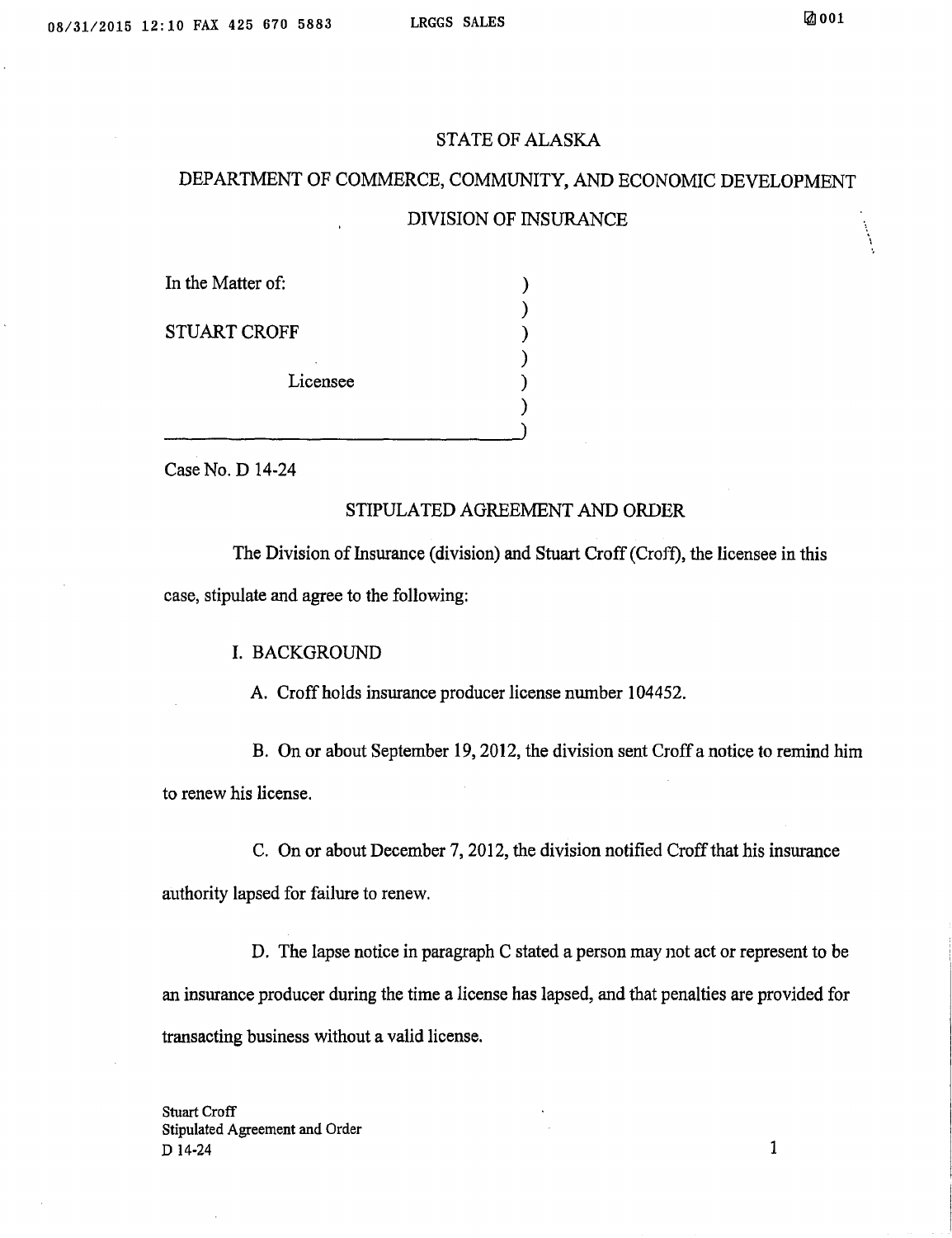STATE OF ALASKA

DEPARTMENT OF COMMERCE, COMMUNITY, AND ECONOMIC DEVELOPMENT

DIVISION OF INSURANCE

In the Matter of:

STUART CROFF

Licensee

Case No. D 14-24

## STIPULATED AGREEMENT AND ORDER

The Division of Insurance (division) and Stuart Croff (Croff), the licensee in this case, stipulate and agree to the following:

I. BACKGROUND

A. Croff holds insurance producer license number 104452.

B. On or about September 19, 2012, the division sent Croff a notice to remind him to renew his license.

C. On or about December 7, 2012, the division notified Croff that his insurance authority lapsed for failure to renew.

D. The lapse notice in paragraph C stated a person may not act or represent to be an insurance producer during the time a license has lapsed, and that penalties are provided for transacting business without a valid license.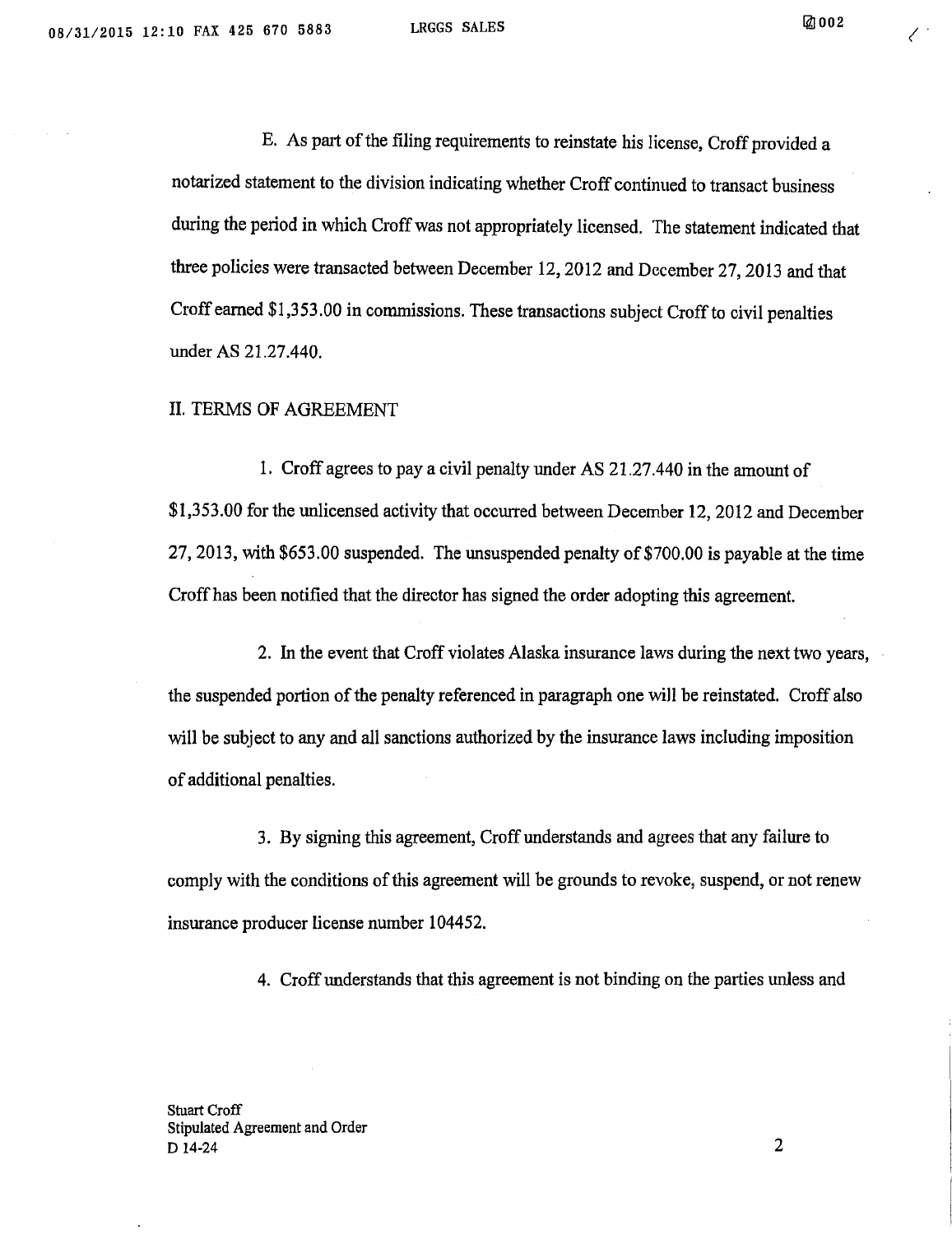E. As part of the filing requirements to reinstate his license, Croff provided a notarized statement to the division indicating whether Croff continued to transact business during the period in which Croff was not appropriately licensed. The statement indicated that three policies were transacted between December 12, 2012 and December 27, 2013 and that Croff earned $1,353.00 in commissions. These transactions subject Croff to civil penalties under AS 21.27.440.

II. TERMS OF AGREEMENT

1. Croff agrees to pay a civil penalty under AS 21.27.440 in the amount of $1,353.00 for the unlicensed activity that occurred between December 12, 2012 and December 27, 2013, with $653.00 suspended. The unsuspended penalty of $700.00 is payable at the time Croff has been notified that the director has signed the order adopting this agreement.

2. In the event that Croff violates Alaska insurance laws during the next two years, the suspended portion of the penalty referenced in paragraph one will be reinstated. Croff also will be subject to any and all sanctions authorized by the insurance laws including imposition of additional penalties.

3. By signing this agreement, Croff understands and agrees that any failure to comply with the conditions of this agreement will be grounds to revoke, suspend, or not renew insurance producer license number 104452.

4. Croff understands that this agreement is not binding on the parties unless and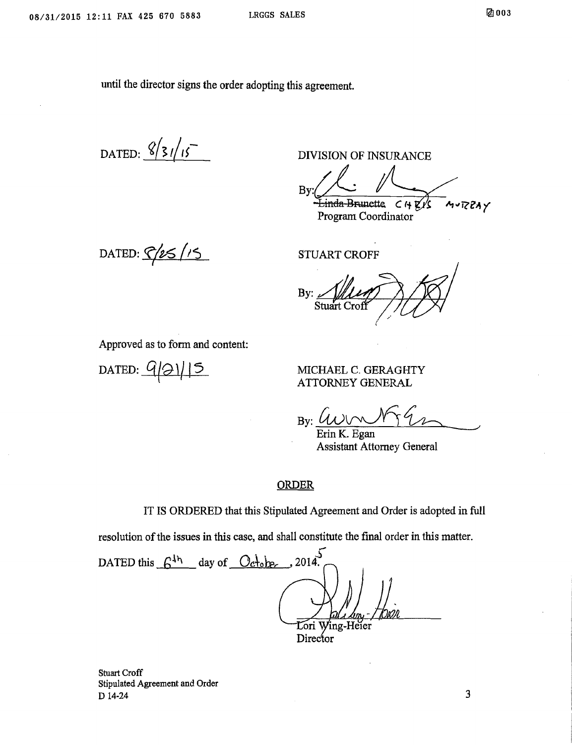until the director signs the order adopting this agreement.

DATED: 8/31/15

DIVISION OF INSURANCE

By: ~~Linda Brunette~~ CHRIS MURRAY
Program Coordinator

DATED: 8/25/15

STUART CROFF

By: Stuart Croff

Approved as to form and content:

DATED: 9/21/15

MICHAEL C. GERAGHTY
ATTORNEY GENERAL

By: Erin K. Egan
Assistant Attorney General

## ORDER

IT IS ORDERED that this Stipulated Agreement and Order is adopted in full resolution of the issues in this case, and shall constitute the final order in this matter.

DATED this 6th day of October, 2015.

Lori Wing-Heier
Director

Stuart Croff
Stipulated Agreement and Order
D 14-24